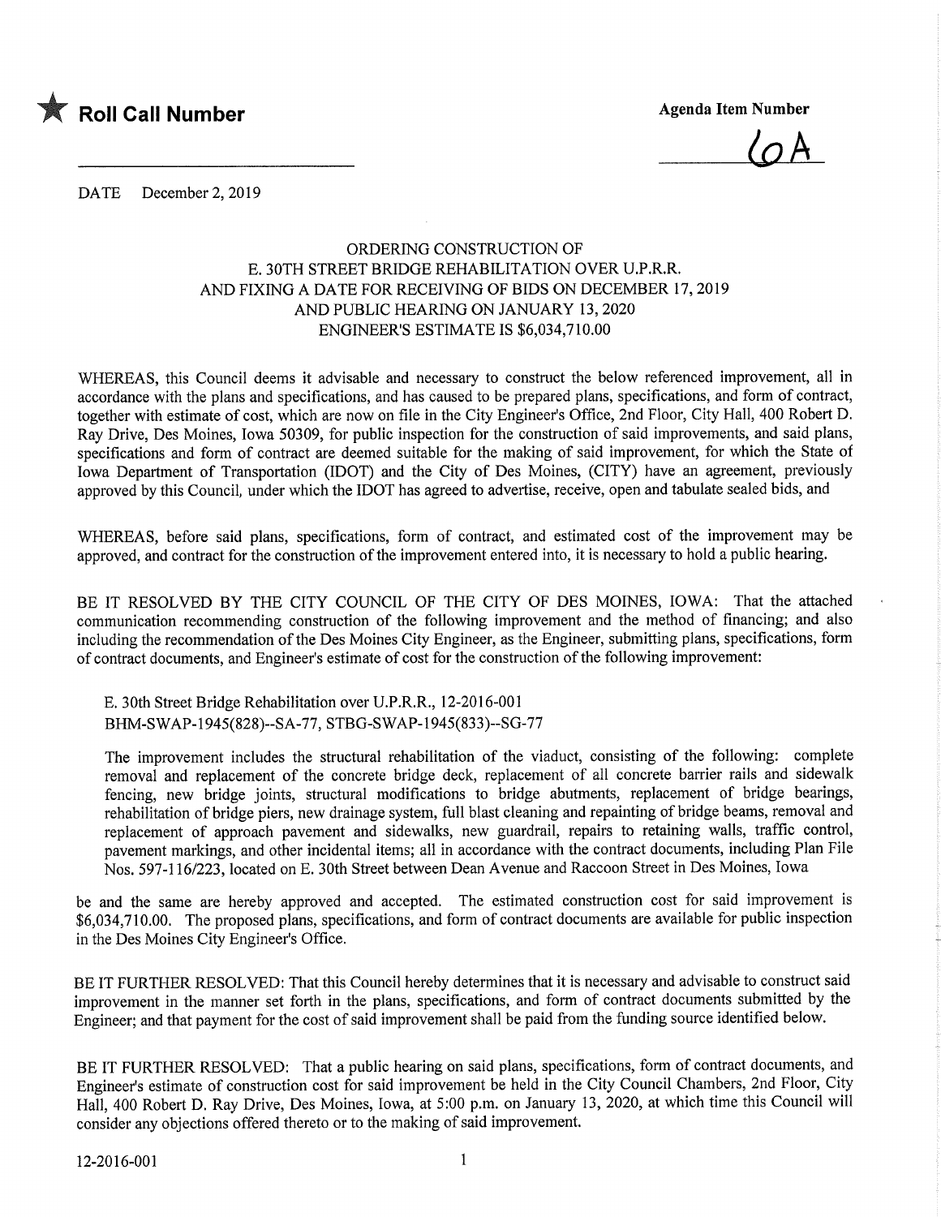★ **Roll Call Number**

**Agenda Item Number**

6A

DATE December 2, 2019

ORDERING CONSTRUCTION OF
E. 30TH STREET BRIDGE REHABILITATION OVER U.P.R.R.
AND FIXING A DATE FOR RECEIVING OF BIDS ON DECEMBER 17, 2019
AND PUBLIC HEARING ON JANUARY 13, 2020
ENGINEER'S ESTIMATE IS $6,034,710.00

WHEREAS, this Council deems it advisable and necessary to construct the below referenced improvement, all in accordance with the plans and specifications, and has caused to be prepared plans, specifications, and form of contract, together with estimate of cost, which are now on file in the City Engineer's Office, 2nd Floor, City Hall, 400 Robert D. Ray Drive, Des Moines, Iowa 50309, for public inspection for the construction of said improvements, and said plans, specifications and form of contract are deemed suitable for the making of said improvement, for which the State of Iowa Department of Transportation (IDOT) and the City of Des Moines, (CITY) have an agreement, previously approved by this Council, under which the IDOT has agreed to advertise, receive, open and tabulate sealed bids, and

WHEREAS, before said plans, specifications, form of contract, and estimated cost of the improvement may be approved, and contract for the construction of the improvement entered into, it is necessary to hold a public hearing.

BE IT RESOLVED BY THE CITY COUNCIL OF THE CITY OF DES MOINES, IOWA: That the attached communication recommending construction of the following improvement and the method of financing; and also including the recommendation of the Des Moines City Engineer, as the Engineer, submitting plans, specifications, form of contract documents, and Engineer's estimate of cost for the construction of the following improvement:

E. 30th Street Bridge Rehabilitation over U.P.R.R., 12-2016-001
BHM-SWAP-1945(828)--SA-77, STBG-SWAP-1945(833)--SG-77

The improvement includes the structural rehabilitation of the viaduct, consisting of the following: complete removal and replacement of the concrete bridge deck, replacement of all concrete barrier rails and sidewalk fencing, new bridge joints, structural modifications to bridge abutments, replacement of bridge bearings, rehabilitation of bridge piers, new drainage system, full blast cleaning and repainting of bridge beams, removal and replacement of approach pavement and sidewalks, new guardrail, repairs to retaining walls, traffic control, pavement markings, and other incidental items; all in accordance with the contract documents, including Plan File Nos. 597-116/223, located on E. 30th Street between Dean Avenue and Raccoon Street in Des Moines, Iowa

be and the same are hereby approved and accepted. The estimated construction cost for said improvement is $6,034,710.00. The proposed plans, specifications, and form of contract documents are available for public inspection in the Des Moines City Engineer's Office.

BE IT FURTHER RESOLVED: That this Council hereby determines that it is necessary and advisable to construct said improvement in the manner set forth in the plans, specifications, and form of contract documents submitted by the Engineer; and that payment for the cost of said improvement shall be paid from the funding source identified below.

BE IT FURTHER RESOLVED: That a public hearing on said plans, specifications, form of contract documents, and Engineer's estimate of construction cost for said improvement be held in the City Council Chambers, 2nd Floor, City Hall, 400 Robert D. Ray Drive, Des Moines, Iowa, at 5:00 p.m. on January 13, 2020, at which time this Council will consider any objections offered thereto or to the making of said improvement.

12-2016-001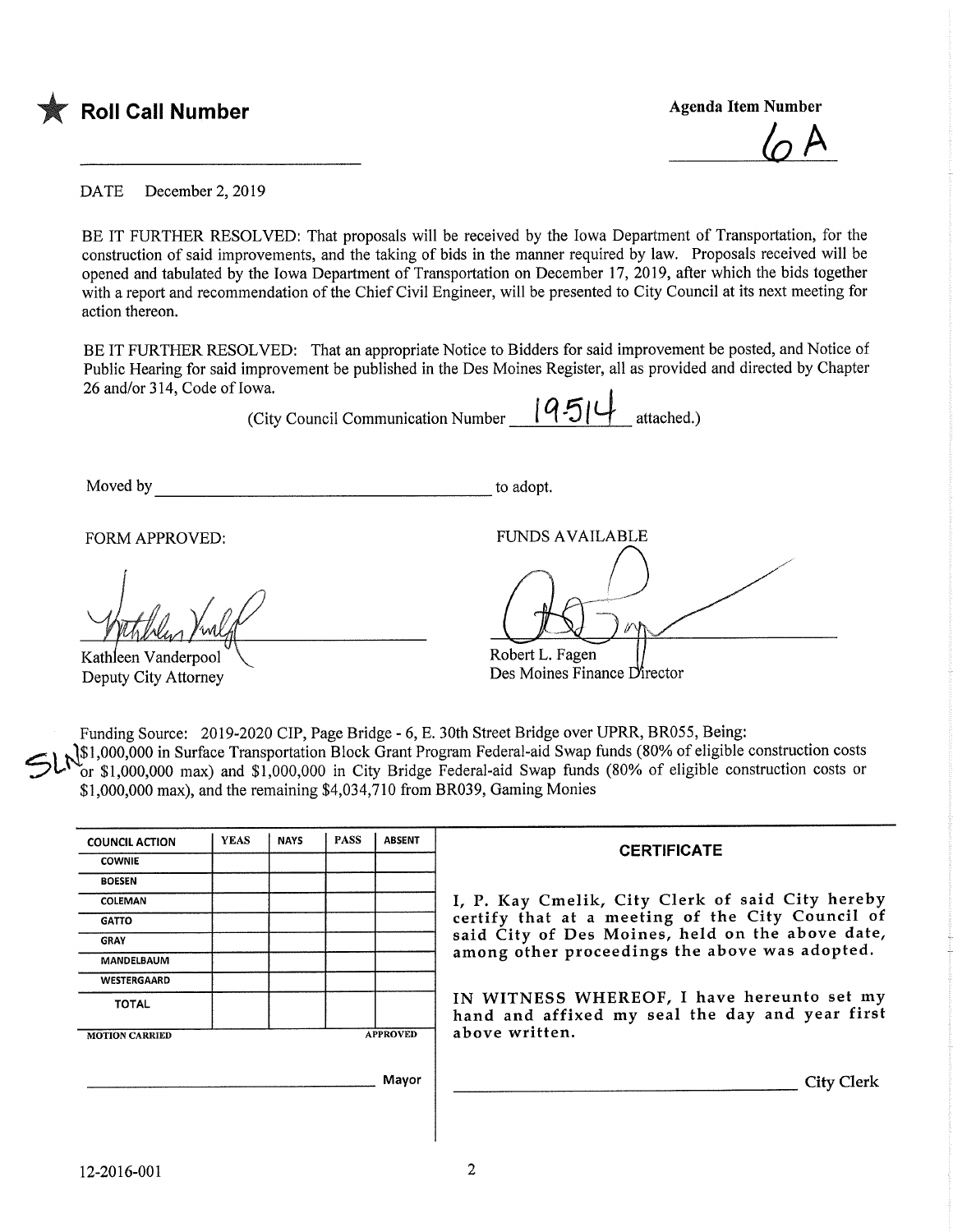★ **Roll Call Number**

______________________________

**Agenda Item Number**

6A

DATE December 2, 2019

BE IT FURTHER RESOLVED: That proposals will be received by the Iowa Department of Transportation, for the construction of said improvements, and the taking of bids in the manner required by law. Proposals received will be opened and tabulated by the Iowa Department of Transportation on December 17, 2019, after which the bids together with a report and recommendation of the Chief Civil Engineer, will be presented to City Council at its next meeting for action thereon.

BE IT FURTHER RESOLVED: That an appropriate Notice to Bidders for said improvement be posted, and Notice of Public Hearing for said improvement be published in the Des Moines Register, all as provided and directed by Chapter 26 and/or 314, Code of Iowa.

(City Council Communication Number 19-514 attached.)

Moved by ______________________________ to adopt.

FORM APPROVED:

Kathleen Vanderpool
Deputy City Attorney

FUNDS AVAILABLE

Robert L. Fagen
Des Moines Finance Director

Funding Source: 2019-2020 CIP, Page Bridge - 6, E. 30th Street Bridge over UPRR, BR055, Being: $1,000,000 in Surface Transportation Block Grant Program Federal-aid Swap funds (80% of eligible construction costs or $1,000,000 max) and $1,000,000 in City Bridge Federal-aid Swap funds (80% of eligible construction costs or $1,000,000 max), and the remaining $4,034,710 from BR039, Gaming Monies

SLN

| COUNCIL ACTION | YEAS | NAYS | PASS | ABSENT |
|---|---|---|---|---|
| COWNIE | | | | |
| BOESEN | | | | |
| COLEMAN | | | | |
| GATTO | | | | |
| GRAY | | | | |
| MANDELBAUM | | | | |
| WESTERGAARD | | | | |
| TOTAL | | | | |

MOTION CARRIED APPROVED

______________________________ Mayor

**CERTIFICATE**

I, P. Kay Cmelik, City Clerk of said City hereby certify that at a meeting of the City Council of said City of Des Moines, held on the above date, among other proceedings the above was adopted.

IN WITNESS WHEREOF, I have hereunto set my hand and affixed my seal the day and year first above written.

______________________________ City Clerk

12-2016-001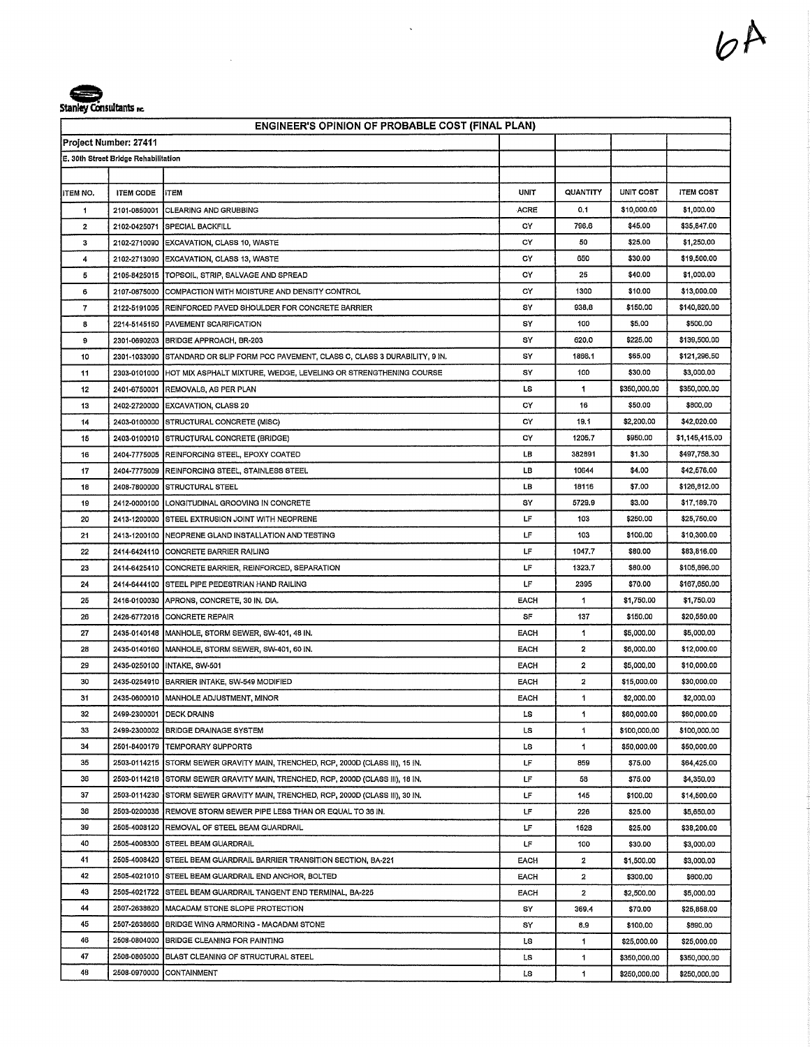6A

Stanley Consultants INC.

| ENGINEER'S OPINION OF PROBABLE COST (FINAL PLAN) | | | | | | |
|---|---|---|---|---|---|---|
| **Project Number: 27411** | | | | | | |
| **E. 30th Street Bridge Rehabilitation** | | | | | | |
| ITEM NO. | ITEM CODE | ITEM | UNIT | QUANTITY | UNIT COST | ITEM COST |
| 1 | 2101-0850001 | CLEARING AND GRUBBING | ACRE | 0.1 | $10,000.00 | $1,000.00 |
| 2 | 2102-0425071 | SPECIAL BACKFILL | CY | 796.6 | $45.00 | $35,847.00 |
| 3 | 2102-2710090 | EXCAVATION, CLASS 10, WASTE | CY | 50 | $25.00 | $1,250.00 |
| 4 | 2102-2713090 | EXCAVATION, CLASS 13, WASTE | CY | 650 | $30.00 | $19,500.00 |
| 5 | 2105-8425015 | TOPSOIL, STRIP, SALVAGE AND SPREAD | CY | 25 | $40.00 | $1,000.00 |
| 6 | 2107-0875000 | COMPACTION WITH MOISTURE AND DENSITY CONTROL | CY | 1300 | $10.00 | $13,000.00 |
| 7 | 2122-5191005 | REINFORCED PAVED SHOULDER FOR CONCRETE BARRIER | SY | 938.8 | $150.00 | $140,820.00 |
| 8 | 2214-5145150 | PAVEMENT SCARIFICATION | SY | 100 | $5.00 | $500.00 |
| 9 | 2301-0690203 | BRIDGE APPROACH, BR-203 | SY | 620.0 | $225.00 | $139,500.00 |
| 10 | 2301-1033090 | STANDARD OR SLIP FORM PCC PAVEMENT, CLASS C, CLASS 3 DURABILITY, 9 IN. | SY | 1866.1 | $65.00 | $121,296.50 |
| 11 | 2303-0101000 | HOT MIX ASPHALT MIXTURE, WEDGE, LEVELING OR STRENGTHENING COURSE | SY | 100 | $30.00 | $3,000.00 |
| 12 | 2401-6750001 | REMOVALS, AS PER PLAN | LS | 1 | $350,000.00 | $350,000.00 |
| 13 | 2402-2720000 | EXCAVATION, CLASS 20 | CY | 16 | $50.00 | $800.00 |
| 14 | 2403-0100000 | STRUCTURAL CONCRETE (MISC) | CY | 19.1 | $2,200.00 | $42,020.00 |
| 15 | 2403-0100010 | STRUCTURAL CONCRETE (BRIDGE) | CY | 1205.7 | $950.00 | $1,145,415.00 |
| 16 | 2404-7775005 | REINFORCING STEEL, EPOXY COATED | LB | 382891 | $1.30 | $497,758.30 |
| 17 | 2404-7775009 | REINFORCING STEEL, STAINLESS STEEL | LB | 10644 | $4.00 | $42,576.00 |
| 18 | 2408-7800000 | STRUCTURAL STEEL | LB | 18116 | $7.00 | $126,812.00 |
| 19 | 2412-0000100 | LONGITUDINAL GROOVING IN CONCRETE | SY | 5729.9 | $3.00 | $17,189.70 |
| 20 | 2413-1200000 | STEEL EXTRUSION JOINT WITH NEOPRENE | LF | 103 | $250.00 | $25,750.00 |
| 21 | 2413-1200100 | NEOPRENE GLAND INSTALLATION AND TESTING | LF | 103 | $100.00 | $10,300.00 |
| 22 | 2414-6424110 | CONCRETE BARRIER RAILING | LF | 1047.7 | $80.00 | $83,816.00 |
| 23 | 2414-6425410 | CONCRETE BARRIER, REINFORCED, SEPARATION | LF | 1323.7 | $80.00 | $105,896.00 |
| 24 | 2414-6444100 | STEEL PIPE PEDESTRIAN HAND RAILING | LF | 2395 | $70.00 | $167,650.00 |
| 25 | 2416-0100030 | APRONS, CONCRETE, 30 IN. DIA. | EACH | 1 | $1,750.00 | $1,750.00 |
| 26 | 2426-6772016 | CONCRETE REPAIR | SF | 137 | $150.00 | $20,550.00 |
| 27 | 2435-0140148 | MANHOLE, STORM SEWER, SW-401, 48 IN. | EACH | 1 | $5,000.00 | $5,000.00 |
| 28 | 2435-0140160 | MANHOLE, STORM SEWER, SW-401, 60 IN. | EACH | 2 | $6,000.00 | $12,000.00 |
| 29 | 2435-0250100 | INTAKE, SW-501 | EACH | 2 | $5,000.00 | $10,000.00 |
| 30 | 2435-0254910 | BARRIER INTAKE, SW-549 MODIFIED | EACH | 2 | $15,000.00 | $30,000.00 |
| 31 | 2435-0600010 | MANHOLE ADJUSTMENT, MINOR | EACH | 1 | $2,000.00 | $2,000.00 |
| 32 | 2499-2300001 | DECK DRAINS | LS | 1 | $60,000.00 | $60,000.00 |
| 33 | 2499-2300002 | BRIDGE DRAINAGE SYSTEM | LS | 1 | $100,000.00 | $100,000.00 |
| 34 | 2501-8400179 | TEMPORARY SUPPORTS | LS | 1 | $50,000.00 | $50,000.00 |
| 35 | 2503-0114215 | STORM SEWER GRAVITY MAIN, TRENCHED, RCP, 2000D (CLASS III), 15 IN. | LF | 859 | $75.00 | $64,425.00 |
| 36 | 2503-0114218 | STORM SEWER GRAVITY MAIN, TRENCHED, RCP, 2000D (CLASS III), 18 IN. | LF | 58 | $75.00 | $4,350.00 |
| 37 | 2503-0114230 | STORM SEWER GRAVITY MAIN, TRENCHED, RCP, 2000D (CLASS III), 30 IN. | LF | 145 | $100.00 | $14,500.00 |
| 38 | 2503-0200036 | REMOVE STORM SEWER PIPE LESS THAN OR EQUAL TO 36 IN. | LF | 226 | $25.00 | $5,650.00 |
| 39 | 2505-4008120 | REMOVAL OF STEEL BEAM GUARDRAIL | LF | 1528 | $25.00 | $38,200.00 |
| 40 | 2505-4008300 | STEEL BEAM GUARDRAIL | LF | 100 | $30.00 | $3,000.00 |
| 41 | 2505-4008420 | STEEL BEAM GUARDRAIL BARRIER TRANSITION SECTION, BA-221 | EACH | 2 | $1,500.00 | $3,000.00 |
| 42 | 2505-4021010 | STEEL BEAM GUARDRAIL END ANCHOR, BOLTED | EACH | 2 | $300.00 | $600.00 |
| 43 | 2505-4021722 | STEEL BEAM GUARDRAIL TANGENT END TERMINAL, BA-225 | EACH | 2 | $2,500.00 | $5,000.00 |
| 44 | 2507-2638620 | MACADAM STONE SLOPE PROTECTION | SY | 369.4 | $70.00 | $25,858.00 |
| 45 | 2507-2638650 | BRIDGE WING ARMORING - MACADAM STONE | SY | 8.9 | $100.00 | $890.00 |
| 46 | 2508-0804000 | BRIDGE CLEANING FOR PAINTING | LS | 1 | $25,000.00 | $25,000.00 |
| 47 | 2508-0805000 | BLAST CLEANING OF STRUCTURAL STEEL | LS | 1 | $350,000.00 | $350,000.00 |
| 48 | 2508-0970000 | CONTAINMENT | LS | 1 | $250,000.00 | $250,000.00 |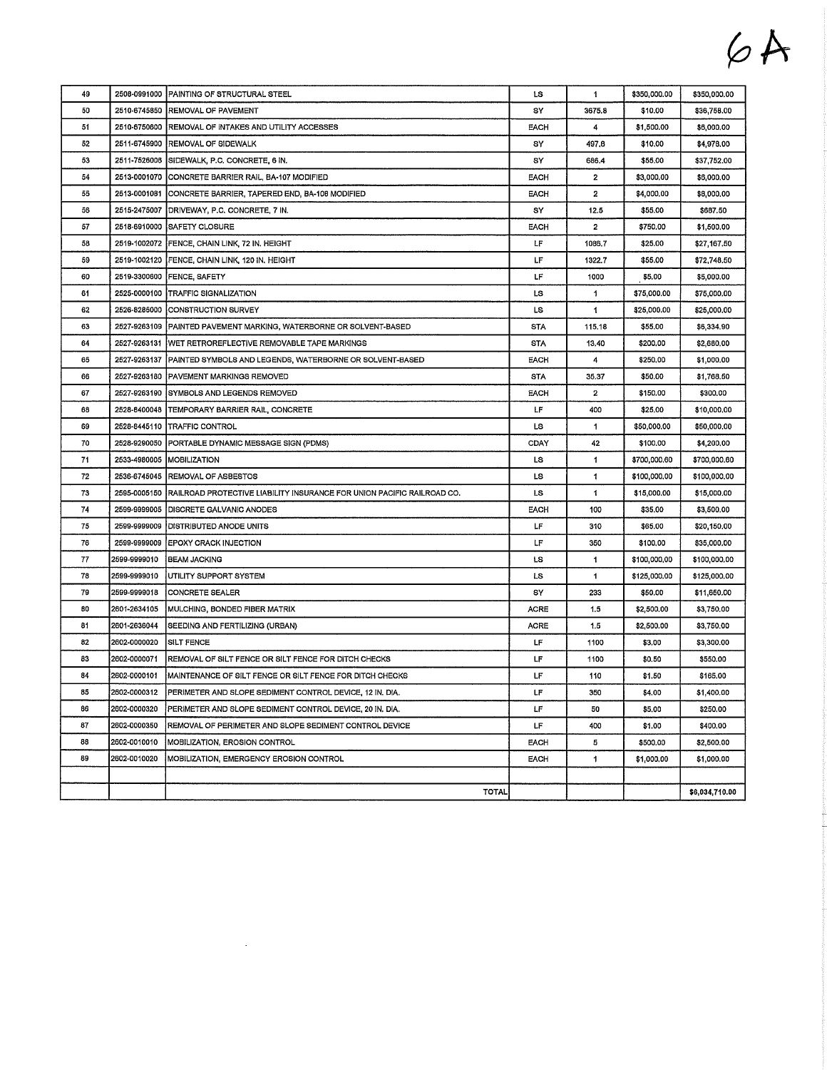6A

| | | | | | | |
|---|---|---|---|---|---|---|
| 49 | 2508-0991000 | PAINTING OF STRUCTURAL STEEL | LS | 1 | $350,000.00 | $350,000.00 |
| 50 | 2510-6745850 | REMOVAL OF PAVEMENT | SY | 3675.8 | $10.00 | $36,758.00 |
| 51 | 2510-6750600 | REMOVAL OF INTAKES AND UTILITY ACCESSES | EACH | 4 | $1,500.00 | $6,000.00 |
| 52 | 2511-6745900 | REMOVAL OF SIDEWALK | SY | 497.8 | $10.00 | $4,978.00 |
| 53 | 2511-7526006 | SIDEWALK, P.C. CONCRETE, 6 IN. | SY | 686.4 | $55.00 | $37,752.00 |
| 54 | 2513-0001070 | CONCRETE BARRIER RAIL, BA-107 MODIFIED | EACH | 2 | $3,000.00 | $6,000.00 |
| 55 | 2513-0001081 | CONCRETE BARRIER, TAPERED END, BA-108 MODIFIED | EACH | 2 | $4,000.00 | $8,000.00 |
| 56 | 2515-2475007 | DRIVEWAY, P.C. CONCRETE, 7 IN. | SY | 12.5 | $55.00 | $687.50 |
| 57 | 2518-6910000 | SAFETY CLOSURE | EACH | 2 | $750.00 | $1,500.00 |
| 58 | 2519-1002072 | FENCE, CHAIN LINK, 72 IN. HEIGHT | LF | 1086.7 | $25.00 | $27,167.50 |
| 59 | 2519-1002120 | FENCE, CHAIN LINK, 120 IN. HEIGHT | LF | 1322.7 | $55.00 | $72,748.50 |
| 60 | 2519-3300600 | FENCE, SAFETY | LF | 1000 | $5.00 | $5,000.00 |
| 61 | 2525-0000100 | TRAFFIC SIGNALIZATION | LS | 1 | $75,000.00 | $75,000.00 |
| 62 | 2526-8285000 | CONSTRUCTION SURVEY | LS | 1 | $25,000.00 | $25,000.00 |
| 63 | 2527-9263109 | PAINTED PAVEMENT MARKING, WATERBORNE OR SOLVENT-BASED | STA | 115.18 | $55.00 | $6,334.90 |
| 64 | 2527-9263131 | WET RETROREFLECTIVE REMOVABLE TAPE MARKINGS | STA | 13.40 | $200.00 | $2,680.00 |
| 65 | 2527-9263137 | PAINTED SYMBOLS AND LEGENDS, WATERBORNE OR SOLVENT-BASED | EACH | 4 | $250.00 | $1,000.00 |
| 66 | 2527-9263180 | PAVEMENT MARKINGS REMOVED | STA | 35.37 | $50.00 | $1,768.50 |
| 67 | 2527-9263190 | SYMBOLS AND LEGENDS REMOVED | EACH | 2 | $150.00 | $300.00 |
| 68 | 2528-8400048 | TEMPORARY BARRIER RAIL, CONCRETE | LF | 400 | $25.00 | $10,000.00 |
| 69 | 2528-8445110 | TRAFFIC CONTROL | LS | 1 | $50,000.00 | $50,000.00 |
| 70 | 2528-9290050 | PORTABLE DYNAMIC MESSAGE SIGN (PDMS) | CDAY | 42 | $100.00 | $4,200.00 |
| 71 | 2533-4980005 | MOBILIZATION | LS | 1 | $700,000.60 | $700,000.60 |
| 72 | 2536-6745045 | REMOVAL OF ASBESTOS | LS | 1 | $100,000.00 | $100,000.00 |
| 73 | 2595-0005150 | RAILROAD PROTECTIVE LIABILITY INSURANCE FOR UNION PACIFIC RAILROAD CO. | LS | 1 | $15,000.00 | $15,000.00 |
| 74 | 2599-9999005 | DISCRETE GALVANIC ANODES | EACH | 100 | $35.00 | $3,500.00 |
| 75 | 2599-9999009 | DISTRIBUTED ANODE UNITS | LF | 310 | $65.00 | $20,150.00 |
| 76 | 2599-9999009 | EPOXY CRACK INJECTION | LF | 350 | $100.00 | $35,000.00 |
| 77 | 2599-9999010 | BEAM JACKING | LS | 1 | $100,000.00 | $100,000.00 |
| 78 | 2599-9999010 | UTILITY SUPPORT SYSTEM | LS | 1 | $125,000.00 | $125,000.00 |
| 79 | 2599-9999018 | CONCRETE SEALER | SY | 233 | $50.00 | $11,650.00 |
| 80 | 2601-2634105 | MULCHING, BONDED FIBER MATRIX | ACRE | 1.5 | $2,500.00 | $3,750.00 |
| 81 | 2601-2636044 | SEEDING AND FERTILIZING (URBAN) | ACRE | 1.5 | $2,500.00 | $3,750.00 |
| 82 | 2602-0000020 | SILT FENCE | LF | 1100 | $3.00 | $3,300.00 |
| 83 | 2602-0000071 | REMOVAL OF SILT FENCE OR SILT FENCE FOR DITCH CHECKS | LF | 1100 | $0.50 | $550.00 |
| 84 | 2602-0000101 | MAINTENANCE OF SILT FENCE OR SILT FENCE FOR DITCH CHECKS | LF | 110 | $1.50 | $165.00 |
| 85 | 2602-0000312 | PERIMETER AND SLOPE SEDIMENT CONTROL DEVICE, 12 IN. DIA. | LF | 350 | $4.00 | $1,400.00 |
| 86 | 2602-0000320 | PERIMETER AND SLOPE SEDIMENT CONTROL DEVICE, 20 IN. DIA. | LF | 50 | $5.00 | $250.00 |
| 87 | 2602-0000350 | REMOVAL OF PERIMETER AND SLOPE SEDIMENT CONTROL DEVICE | LF | 400 | $1.00 | $400.00 |
| 88 | 2602-0010010 | MOBILIZATION, EROSION CONTROL | EACH | 5 | $500.00 | $2,500.00 |
| 89 | 2602-0010020 | MOBILIZATION, EMERGENCY EROSION CONTROL | EACH | 1 | $1,000.00 | $1,000.00 |
| | | | | | | |
| | | TOTAL | | | | $6,034,710.00 |